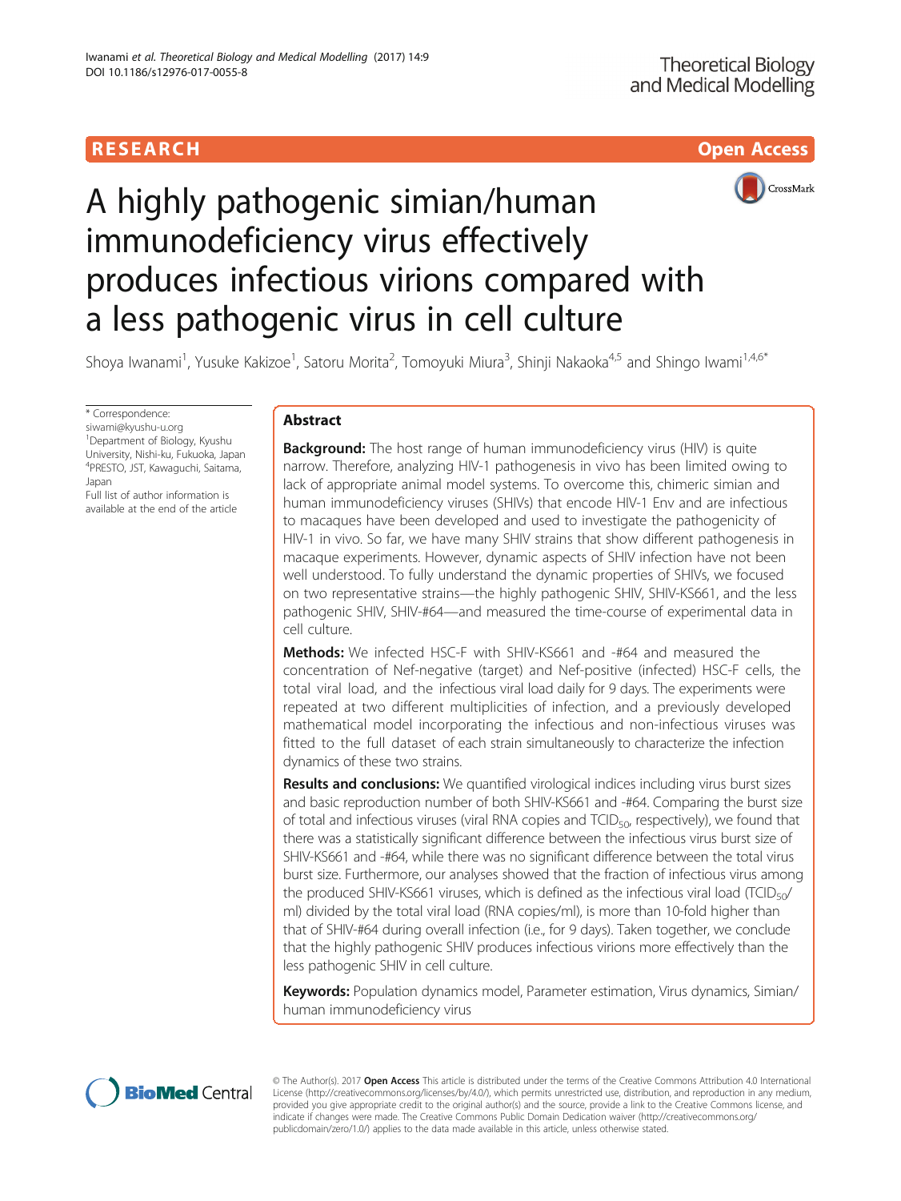RESEARCH

Open Access

# A highly pathogenic simian/human immunodeficiency virus effectively produces infectious virions compared with a less pathogenic virus in cell culture

Shoya Iwanami[1], Yusuke Kakizoe[1], Satoru Morita[2], Tomoyuki Miura[3], Shinji Nakaoka[4,5] and Shingo Iwami[1,4,6*]

\* Correspondence: siwami@kyushu-u.org
[1]Department of Biology, Kyushu University, Nishi-ku, Fukuoka, Japan
[4]PRESTO, JST, Kawaguchi, Saitama, Japan
Full list of author information is available at the end of the article

## Abstract

**Background:** The host range of human immunodeficiency virus (HIV) is quite narrow. Therefore, analyzing HIV-1 pathogenesis in vivo has been limited owing to lack of appropriate animal model systems. To overcome this, chimeric simian and human immunodeficiency viruses (SHIVs) that encode HIV-1 Env and are infectious to macaques have been developed and used to investigate the pathogenicity of HIV-1 in vivo. So far, we have many SHIV strains that show different pathogenesis in macaque experiments. However, dynamic aspects of SHIV infection have not been well understood. To fully understand the dynamic properties of SHIVs, we focused on two representative strains—the highly pathogenic SHIV, SHIV-KS661, and the less pathogenic SHIV, SHIV-#64—and measured the time-course of experimental data in cell culture.

**Methods:** We infected HSC-F with SHIV-KS661 and -#64 and measured the concentration of Nef-negative (target) and Nef-positive (infected) HSC-F cells, the total viral load, and the infectious viral load daily for 9 days. The experiments were repeated at two different multiplicities of infection, and a previously developed mathematical model incorporating the infectious and non-infectious viruses was fitted to the full dataset of each strain simultaneously to characterize the infection dynamics of these two strains.

**Results and conclusions:** We quantified virological indices including virus burst sizes and basic reproduction number of both SHIV-KS661 and -#64. Comparing the burst size of total and infectious viruses (viral RNA copies and $TCID_{50}$, respectively), we found that there was a statistically significant difference between the infectious virus burst size of SHIV-KS661 and -#64, while there was no significant difference between the total virus burst size. Furthermore, our analyses showed that the fraction of infectious virus among the produced SHIV-KS661 viruses, which is defined as the infectious viral load ($TCID_{50}$/ml) divided by the total viral load (RNA copies/ml), is more than 10-fold higher than that of SHIV-#64 during overall infection (i.e., for 9 days). Taken together, we conclude that the highly pathogenic SHIV produces infectious virions more effectively than the less pathogenic SHIV in cell culture.

**Keywords:** Population dynamics model, Parameter estimation, Virus dynamics, Simian/human immunodeficiency virus

© The Author(s). 2017 **Open Access** This article is distributed under the terms of the Creative Commons Attribution 4.0 International License (http://creativecommons.org/licenses/by/4.0/), which permits unrestricted use, distribution, and reproduction in any medium, provided you give appropriate credit to the original author(s) and the source, provide a link to the Creative Commons license, and indicate if changes were made. The Creative Commons Public Domain Dedication waiver (http://creativecommons.org/publicdomain/zero/1.0/) applies to the data made available in this article, unless otherwise stated.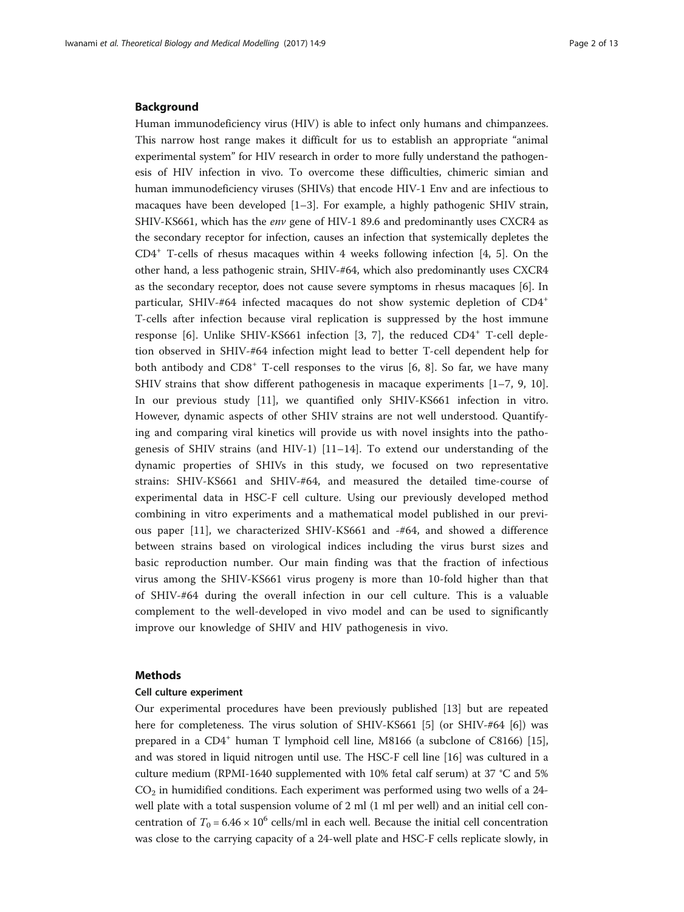## Background

Human immunodeficiency virus (HIV) is able to infect only humans and chimpanzees. This narrow host range makes it difficult for us to establish an appropriate "animal experimental system" for HIV research in order to more fully understand the pathogenesis of HIV infection in vivo. To overcome these difficulties, chimeric simian and human immunodeficiency viruses (SHIVs) that encode HIV-1 Env and are infectious to macaques have been developed [1–3]. For example, a highly pathogenic SHIV strain, SHIV-KS661, which has the *env* gene of HIV-1 89.6 and predominantly uses CXCR4 as the secondary receptor for infection, causes an infection that systemically depletes the $CD4^+$ T-cells of rhesus macaques within 4 weeks following infection [4, 5]. On the other hand, a less pathogenic strain, SHIV-#64, which also predominantly uses CXCR4 as the secondary receptor, does not cause severe symptoms in rhesus macaques [6]. In particular, SHIV-#64 infected macaques do not show systemic depletion of $CD4^+$ T-cells after infection because viral replication is suppressed by the host immune response [6]. Unlike SHIV-KS661 infection [3, 7], the reduced $CD4^+$ T-cell depletion observed in SHIV-#64 infection might lead to better T-cell dependent help for both antibody and $CD8^+$ T-cell responses to the virus [6, 8]. So far, we have many SHIV strains that show different pathogenesis in macaque experiments [1–7, 9, 10]. In our previous study [11], we quantified only SHIV-KS661 infection in vitro. However, dynamic aspects of other SHIV strains are not well understood. Quantifying and comparing viral kinetics will provide us with novel insights into the pathogenesis of SHIV strains (and HIV-1) [11–14]. To extend our understanding of the dynamic properties of SHIVs in this study, we focused on two representative strains: SHIV-KS661 and SHIV-#64, and measured the detailed time-course of experimental data in HSC-F cell culture. Using our previously developed method combining in vitro experiments and a mathematical model published in our previous paper [11], we characterized SHIV-KS661 and -#64, and showed a difference between strains based on virological indices including the virus burst sizes and basic reproduction number. Our main finding was that the fraction of infectious virus among the SHIV-KS661 virus progeny is more than 10-fold higher than that of SHIV-#64 during the overall infection in our cell culture. This is a valuable complement to the well-developed in vivo model and can be used to significantly improve our knowledge of SHIV and HIV pathogenesis in vivo.

## Methods

### Cell culture experiment

Our experimental procedures have been previously published [13] but are repeated here for completeness. The virus solution of SHIV-KS661 [5] (or SHIV-#64 [6]) was prepared in a $CD4^+$ human T lymphoid cell line, M8166 (a subclone of C8166) [15], and was stored in liquid nitrogen until use. The HSC-F cell line [16] was cultured in a culture medium (RPMI-1640 supplemented with 10% fetal calf serum) at 37 °C and 5% $CO_2$ in humidified conditions. Each experiment was performed using two wells of a 24-well plate with a total suspension volume of 2 ml (1 ml per well) and an initial cell concentration of $T_0 = 6.46 \times 10^6$ cells/ml in each well. Because the initial cell concentration was close to the carrying capacity of a 24-well plate and HSC-F cells replicate slowly, in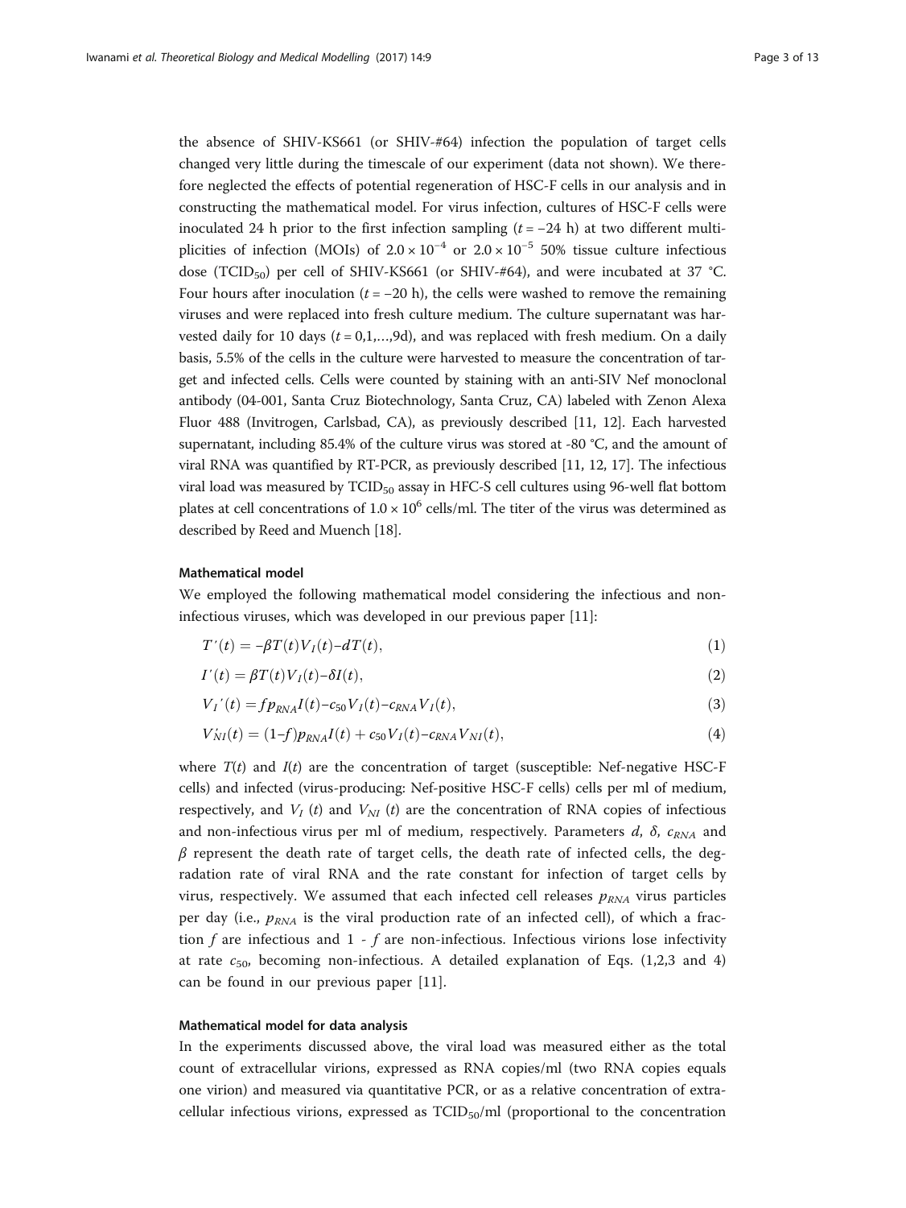the absence of SHIV-KS661 (or SHIV-#64) infection the population of target cells changed very little during the timescale of our experiment (data not shown). We therefore neglected the effects of potential regeneration of HSC-F cells in our analysis and in constructing the mathematical model. For virus infection, cultures of HSC-F cells were inoculated 24 h prior to the first infection sampling ($t = -24$ h) at two different multiplicities of infection (MOIs) of $2.0 \times 10^{-4}$ or $2.0 \times 10^{-5}$ 50% tissue culture infectious dose ($TCID_{50}$) per cell of SHIV-KS661 (or SHIV-#64), and were incubated at 37 °C. Four hours after inoculation ($t = -20$ h), the cells were washed to remove the remaining viruses and were replaced into fresh culture medium. The culture supernatant was harvested daily for 10 days ($t = 0,1,\ldots,9$d), and was replaced with fresh medium. On a daily basis, 5.5% of the cells in the culture were harvested to measure the concentration of target and infected cells. Cells were counted by staining with an anti-SIV Nef monoclonal antibody (04-001, Santa Cruz Biotechnology, Santa Cruz, CA) labeled with Zenon Alexa Fluor 488 (Invitrogen, Carlsbad, CA), as previously described [11, 12]. Each harvested supernatant, including 85.4% of the culture virus was stored at -80 °C, and the amount of viral RNA was quantified by RT-PCR, as previously described [11, 12, 17]. The infectious viral load was measured by $TCID_{50}$ assay in HFC-S cell cultures using 96-well flat bottom plates at cell concentrations of $1.0 \times 10^6$ cells/ml. The titer of the virus was determined as described by Reed and Muench [18].

#### Mathematical model

We employed the following mathematical model considering the infectious and non-infectious viruses, which was developed in our previous paper [11]:

$$T'(t) = -\beta T(t)V_I(t) - dT(t), \tag{1}$$

$$I'(t) = \beta T(t)V_I(t) - \delta I(t), \tag{2}$$

$$V_I{}'(t) = f p_{RNA} I(t) - c_{50} V_I(t) - c_{RNA} V_I(t), \tag{3}$$

$$V'_{NI}(t) = (1 - f) p_{RNA} I(t) + c_{50} V_I(t) - c_{RNA} V_{NI}(t), \tag{4}$$

where $T(t)$ and $I(t)$ are the concentration of target (susceptible: Nef-negative HSC-F cells) and infected (virus-producing: Nef-positive HSC-F cells) cells per ml of medium, respectively, and $V_I(t)$ and $V_{NI}(t)$ are the concentration of RNA copies of infectious and non-infectious virus per ml of medium, respectively. Parameters $d$, $\delta$, $c_{RNA}$ and $\beta$ represent the death rate of target cells, the death rate of infected cells, the degradation rate of viral RNA and the rate constant for infection of target cells by virus, respectively. We assumed that each infected cell releases $p_{RNA}$ virus particles per day (i.e., $p_{RNA}$ is the viral production rate of an infected cell), of which a fraction $f$ are infectious and $1 - f$ are non-infectious. Infectious virions lose infectivity at rate $c_{50}$, becoming non-infectious. A detailed explanation of Eqs. (1,2,3 and 4) can be found in our previous paper [11].

#### Mathematical model for data analysis

In the experiments discussed above, the viral load was measured either as the total count of extracellular virions, expressed as RNA copies/ml (two RNA copies equals one virion) and measured via quantitative PCR, or as a relative concentration of extracellular infectious virions, expressed as $TCID_{50}$/ml (proportional to the concentration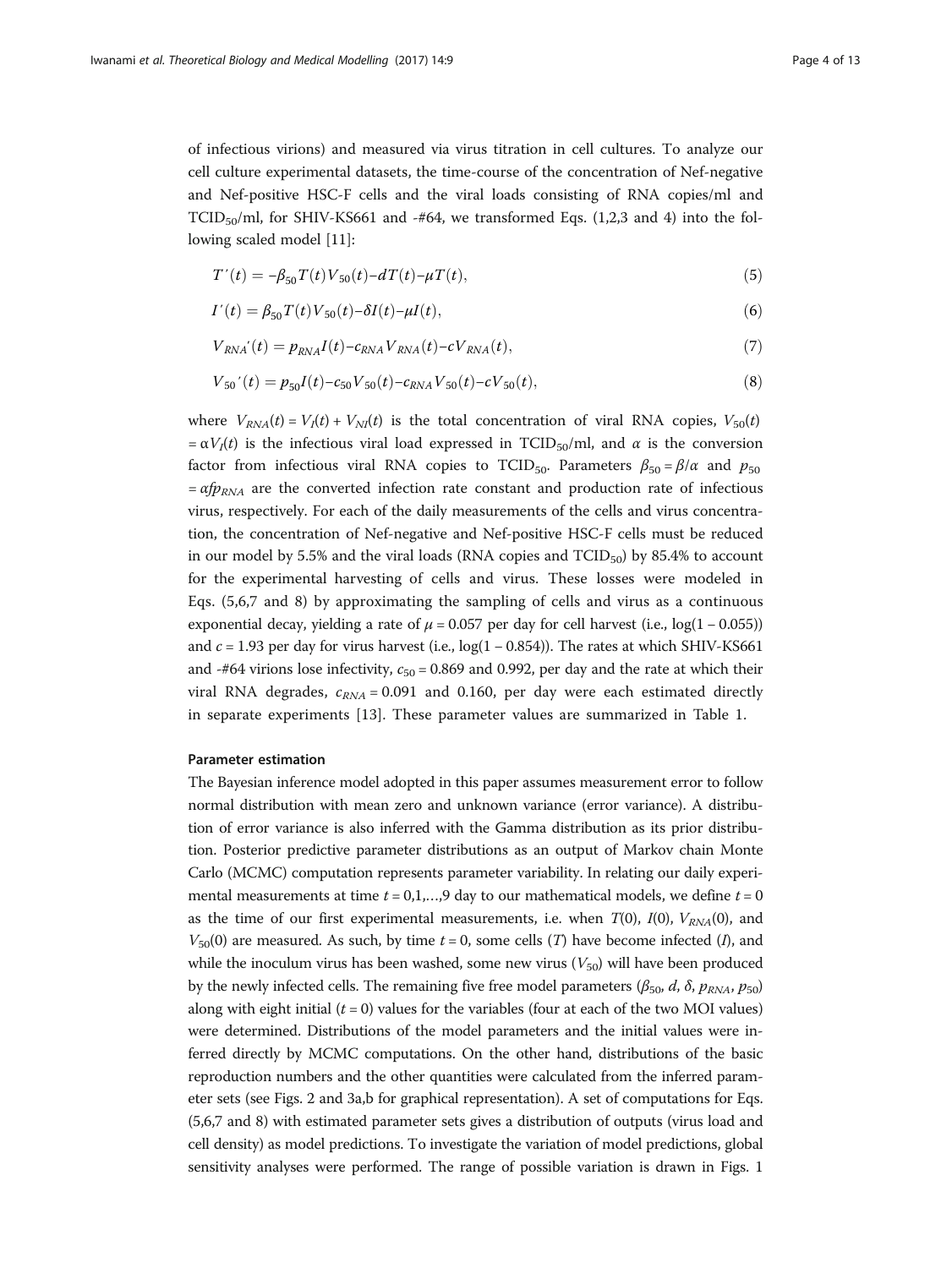of infectious virions) and measured via virus titration in cell cultures. To analyze our cell culture experimental datasets, the time-course of the concentration of Nef-negative and Nef-positive HSC-F cells and the viral loads consisting of RNA copies/ml and $TCID_{50}$/ml, for SHIV-KS661 and -#64, we transformed Eqs. (1,2,3 and 4) into the following scaled model [11]:

$$T'(t) = -\beta_{50}T(t)V_{50}(t) - dT(t) - \mu T(t), \tag{5}$$

$$I'(t) = \beta_{50}T(t)V_{50}(t) - \delta I(t) - \mu I(t), \tag{6}$$

$$V_{RNA}'(t) = p_{RNA}I(t) - c_{RNA}V_{RNA}(t) - cV_{RNA}(t), \tag{7}$$

$$V_{50}'(t) = p_{50}I(t) - c_{50}V_{50}(t) - c_{RNA}V_{50}(t) - cV_{50}(t), \tag{8}$$

where $V_{RNA}(t) = V_I(t) + V_{NI}(t)$ is the total concentration of viral RNA copies, $V_{50}(t) = \alpha V_I(t)$ is the infectious viral load expressed in $TCID_{50}$/ml, and $\alpha$ is the conversion factor from infectious viral RNA copies to $TCID_{50}$. Parameters $\beta_{50} = \beta/\alpha$ and $p_{50} = \alpha f p_{RNA}$ are the converted infection rate constant and production rate of infectious virus, respectively. For each of the daily measurements of the cells and virus concentration, the concentration of Nef-negative and Nef-positive HSC-F cells must be reduced in our model by 5.5% and the viral loads (RNA copies and $TCID_{50}$) by 85.4% to account for the experimental harvesting of cells and virus. These losses were modeled in Eqs. (5,6,7 and 8) by approximating the sampling of cells and virus as a continuous exponential decay, yielding a rate of $\mu = 0.057$ per day for cell harvest (i.e., $\log(1-0.055)$) and $c = 1.93$ per day for virus harvest (i.e., $\log(1-0.854)$). The rates at which SHIV-KS661 and -#64 virions lose infectivity, $c_{50} = 0.869$ and 0.992, per day and the rate at which their viral RNA degrades, $c_{RNA} = 0.091$ and 0.160, per day were each estimated directly in separate experiments [13]. These parameter values are summarized in Table 1.

#### Parameter estimation

The Bayesian inference model adopted in this paper assumes measurement error to follow normal distribution with mean zero and unknown variance (error variance). A distribution of error variance is also inferred with the Gamma distribution as its prior distribution. Posterior predictive parameter distributions as an output of Markov chain Monte Carlo (MCMC) computation represents parameter variability. In relating our daily experimental measurements at time $t = 0,1,\ldots,9$ day to our mathematical models, we define $t = 0$ as the time of our first experimental measurements, i.e. when $T(0)$, $I(0)$, $V_{RNA}(0)$, and $V_{50}(0)$ are measured. As such, by time $t = 0$, some cells ($T$) have become infected ($I$), and while the inoculum virus has been washed, some new virus ($V_{50}$) will have been produced by the newly infected cells. The remaining five free model parameters ($\beta_{50}$, $d$, $\delta$, $p_{RNA}$, $p_{50}$) along with eight initial ($t = 0$) values for the variables (four at each of the two MOI values) were determined. Distributions of the model parameters and the initial values were inferred directly by MCMC computations. On the other hand, distributions of the basic reproduction numbers and the other quantities were calculated from the inferred parameter sets (see Figs. 2 and 3a,b for graphical representation). A set of computations for Eqs. (5,6,7 and 8) with estimated parameter sets gives a distribution of outputs (virus load and cell density) as model predictions. To investigate the variation of model predictions, global sensitivity analyses were performed. The range of possible variation is drawn in Figs. 1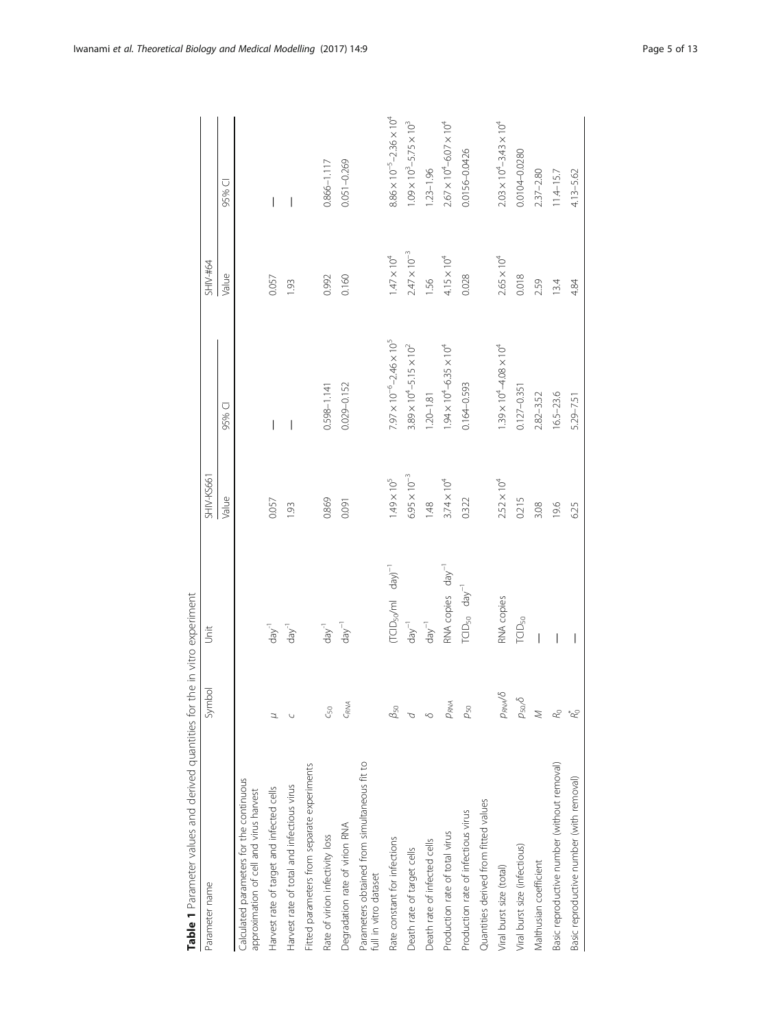**Table 1** Parameter values and derived quantities for the in vitro experiment

| Parameter name | Symbol | Unit | SHIV-KS661 | | SHIV-#64 | |
|---|---|---|---|---|---|---|
| | | | Value | 95% CI | Value | 95% CI |
| Calculated parameters for the continuous approximation of cell and virus harvest | | | | | | |
| Harvest rate of target and infected cells | $\mu$ | $\text{day}^{-1}$ | 0.057 | — | 0.057 | — |
| Harvest rate of total and infectious virus | $c$ | $\text{day}^{-1}$ | 1.93 | — | 1.93 | — |
| Fitted parameters from separate experiments | | | | | | |
| Rate of virion infectivity loss | $c_{50}$ | $\text{day}^{-1}$ | 0.869 | 0.598–1.141 | 0.992 | 0.866–1.117 |
| Degradation rate of virion RNA | $c_{RNA}$ | $\text{day}^{-1}$ | 0.091 | 0.029–0.152 | 0.160 | 0.051–0.269 |
| Parameters obtained from simultaneous fit to full in vitro dataset | | | | | | |
| Rate constant for infections | $\beta_{50}$ | $(\text{TCID}_{50}/\text{ml} \quad \text{day})^{-1}$ | $1.49 \times 10^{5}$ | $7.97 \times 10^{-6}$–$2.46 \times 10^{5}$ | $1.47 \times 10^{4}$ | $8.86 \times 10^{-5}$–$2.36 \times 10^{4}$ |
| Death rate of target cells | $d$ | $\text{day}^{-1}$ | $6.95 \times 10^{-3}$ | $3.89 \times 10^{4}$–$5.15 \times 10^{2}$ | $2.47 \times 10^{-3}$ | $1.09 \times 10^{3}$–$5.75 \times 10^{3}$ |
| Death rate of infected cells | $\delta$ | $\text{day}^{-1}$ | 1.48 | 1.20–1.81 | 1.56 | 1.23–1.96 |
| Production rate of total virus | $p_{RNA}$ | $\text{RNA copies} \quad \text{day}^{-1}$ | $3.74 \times 10^{4}$ | $1.94 \times 10^{4}$–$6.35 \times 10^{4}$ | $4.15 \times 10^{4}$ | $2.67 \times 10^{4}$–$6.07 \times 10^{4}$ |
| Production rate of infectious virus | $p_{50}$ | $\text{TCID}_{50} \quad \text{day}^{-1}$ | 0.322 | 0.164–0.593 | 0.028 | 0.0156–0.0426 |
| Quantities derived from fitted values | | | | | | |
| Viral burst size (total) | $p_{RNA}/\delta$ | RNA copies | $2.52 \times 10^{4}$ | $1.39 \times 10^{4}$–$4.08 \times 10^{4}$ | $2.65 \times 10^{4}$ | $2.03 \times 10^{4}$–$3.43 \times 10^{4}$ |
| Viral burst size (infectious) | $p_{50}/\delta$ | $\text{TCID}_{50}$ | 0.215 | 0.127–0.351 | 0.018 | 0.0104–0.0280 |
| Malthusian coefficient | $M$ | — | 3.08 | 2.82–3.52 | 2.59 | 2.37–2.80 |
| Basic reproductive number (without removal) | $R_0$ | — | 19.6 | 16.5–23.6 | 13.4 | 11.4–15.7 |
| Basic reproductive number (with removal) | $R_0^*$ | — | 6.25 | 5.29–7.51 | 4.84 | 4.13–5.62 |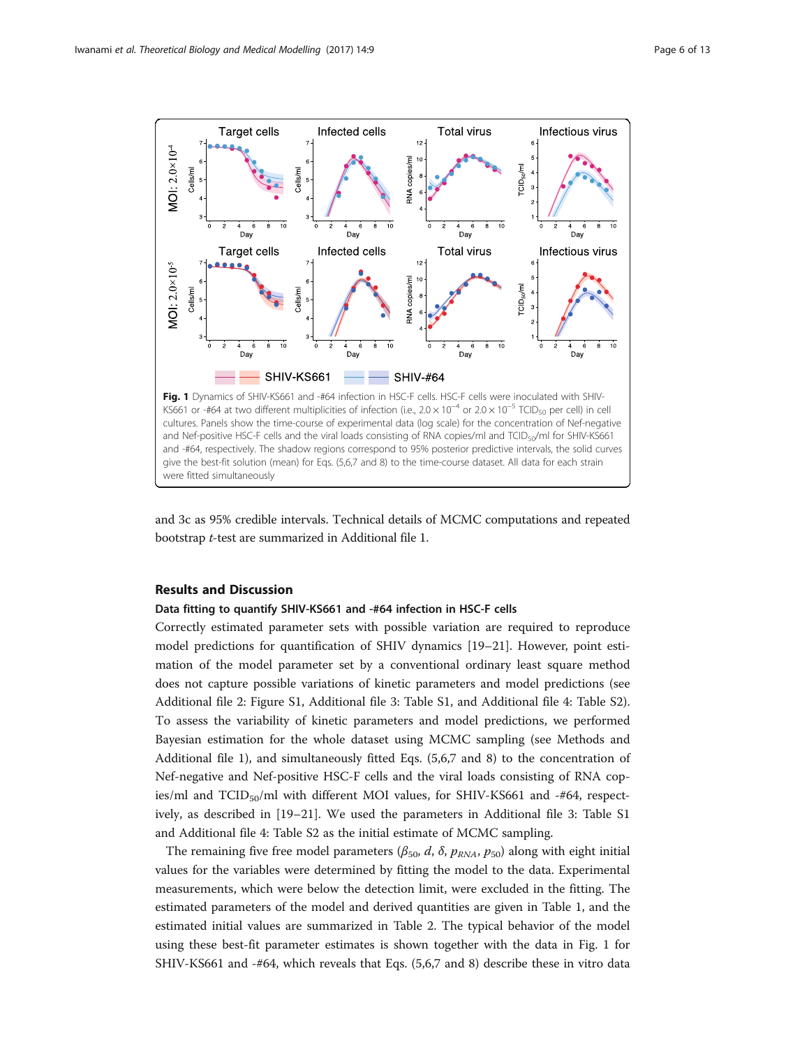Fig. 1 Dynamics of SHIV-KS661 and -#64 infection in HSC-F cells. HSC-F cells were inoculated with SHIV-KS661 or -#64 at two different multiplicities of infection (i.e., $2.0 \times 10^{-4}$ or $2.0 \times 10^{-5}$ $TCID_{50}$ per cell) in cell cultures. Panels show the time-course of experimental data (log scale) for the concentration of Nef-negative and Nef-positive HSC-F cells and the viral loads consisting of RNA copies/ml and $TCID_{50}$/ml for SHIV-KS661 and -#64, respectively. The shadow regions correspond to 95% posterior predictive intervals, the solid curves give the best-fit solution (mean) for Eqs. (5,6,7 and 8) to the time-course dataset. All data for each strain were fitted simultaneously

and 3c as 95% credible intervals. Technical details of MCMC computations and repeated bootstrap *t*-test are summarized in Additional file 1.

## Results and Discussion

### Data fitting to quantify SHIV-KS661 and -#64 infection in HSC-F cells

Correctly estimated parameter sets with possible variation are required to reproduce model predictions for quantification of SHIV dynamics [19–21]. However, point estimation of the model parameter set by a conventional ordinary least square method does not capture possible variations of kinetic parameters and model predictions (see Additional file 2: Figure S1, Additional file 3: Table S1, and Additional file 4: Table S2). To assess the variability of kinetic parameters and model predictions, we performed Bayesian estimation for the whole dataset using MCMC sampling (see Methods and Additional file 1), and simultaneously fitted Eqs. (5,6,7 and 8) to the concentration of Nef-negative and Nef-positive HSC-F cells and the viral loads consisting of RNA copies/ml and $TCID_{50}$/ml with different MOI values, for SHIV-KS661 and -#64, respectively, as described in [19–21]. We used the parameters in Additional file 3: Table S1 and Additional file 4: Table S2 as the initial estimate of MCMC sampling.

The remaining five free model parameters ($\beta_{50}$, $d$, $\delta$, $p_{RNA}$, $p_{50}$) along with eight initial values for the variables were determined by fitting the model to the data. Experimental measurements, which were below the detection limit, were excluded in the fitting. The estimated parameters of the model and derived quantities are given in Table 1, and the estimated initial values are summarized in Table 2. The typical behavior of the model using these best-fit parameter estimates is shown together with the data in Fig. 1 for SHIV-KS661 and -#64, which reveals that Eqs. (5,6,7 and 8) describe these in vitro data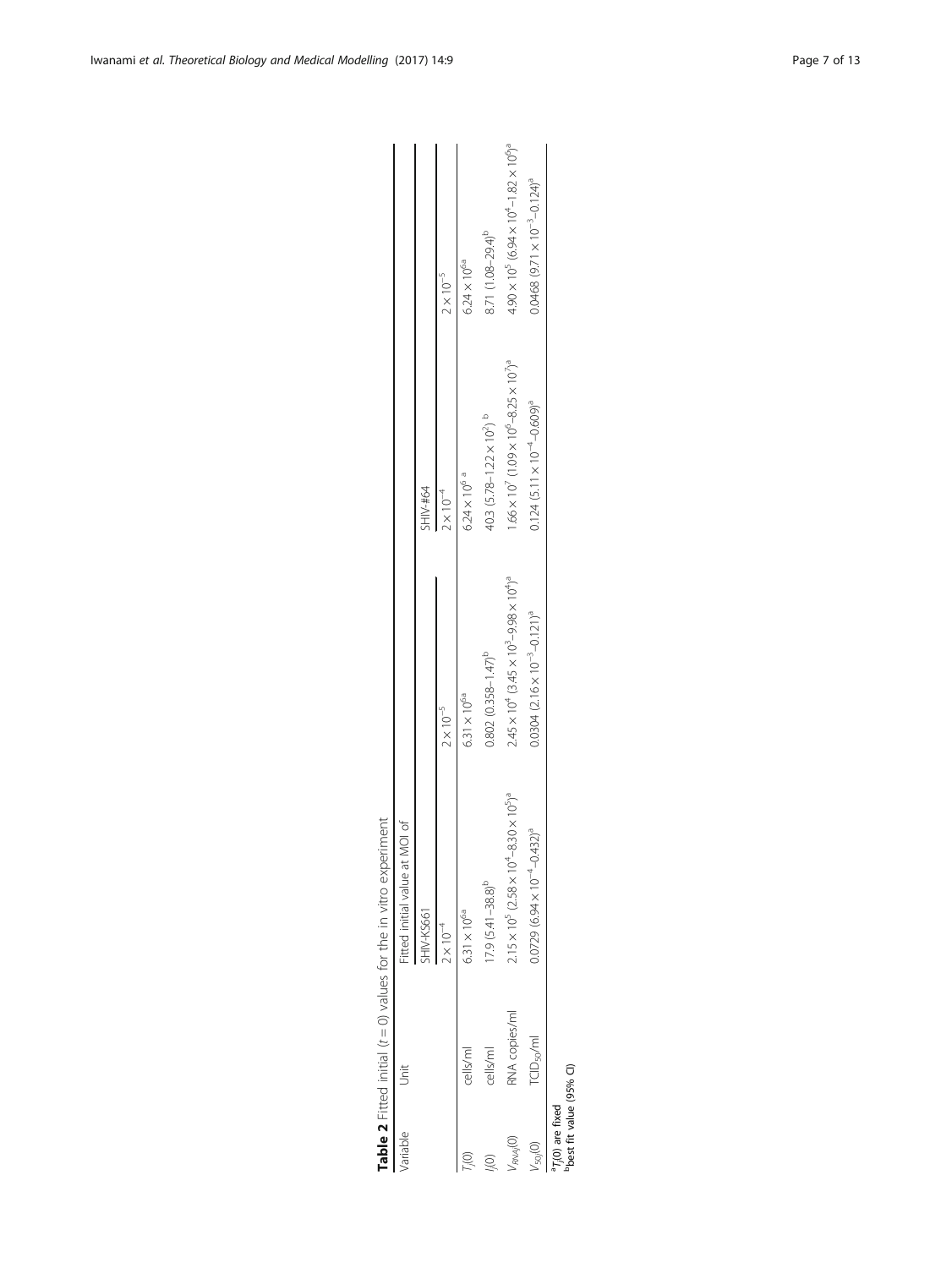**Table 2** Fitted initial ($t = 0$) values for the in vitro experiment

| Variable | Unit | Fitted initial value at MOI of | | | |
|---|---|---|---|---|---|
| | | SHIV-KS661 | | SHIV-#64 | |
| | | $2 \times 10^{-4}$ | $2 \times 10^{-5}$ | $2 \times 10^{-4}$ | $2 \times 10^{-5}$ |
| $T_j(0)$ | cells/ml | $6.31 \times 10^{6}$ [a] | $6.31 \times 10^{6}$ [a] | $6.24 \times 10^{6}$ [a] | $6.24 \times 10^{6}$ [a] |
| $I_j(0)$ | cells/ml | 17.9 (5.41–38.8)[b] | 0.802 (0.358–1.47)[b] | 40.3 (5.78–$1.22 \times 10^{2}$)[b] | 8.71 (1.08–29.4)[b] |
| $V_{RNA,j}(0)$ | RNA copies/ml | $2.15 \times 10^{5}$ ($2.58 \times 10^{4}$–$8.30 \times 10^{5}$)[a] | $2.45 \times 10^{4}$ ($3.45 \times 10^{3}$–$9.98 \times 10^{4}$)[a] | $1.66 \times 10^{7}$ ($1.09 \times 10^{6}$–$8.25 \times 10^{7}$)[a] | $4.90 \times 10^{5}$ ($6.94 \times 10^{4}$–$1.82 \times 10^{6}$)[a] |
| $V_{50,j}(0)$ | $TCID_{50}$/ml | 0.0729 ($6.94 \times 10^{-4}$–0.432)[a] | 0.0304 ($2.16 \times 10^{-3}$–0.121)[a] | 0.124 ($5.11 \times 10^{-4}$–0.609)[a] | 0.0468 ($9.71 \times 10^{-3}$–0.124)[a] |

[a] $T_j(0)$ are fixed
[b] best fit value (95% CI)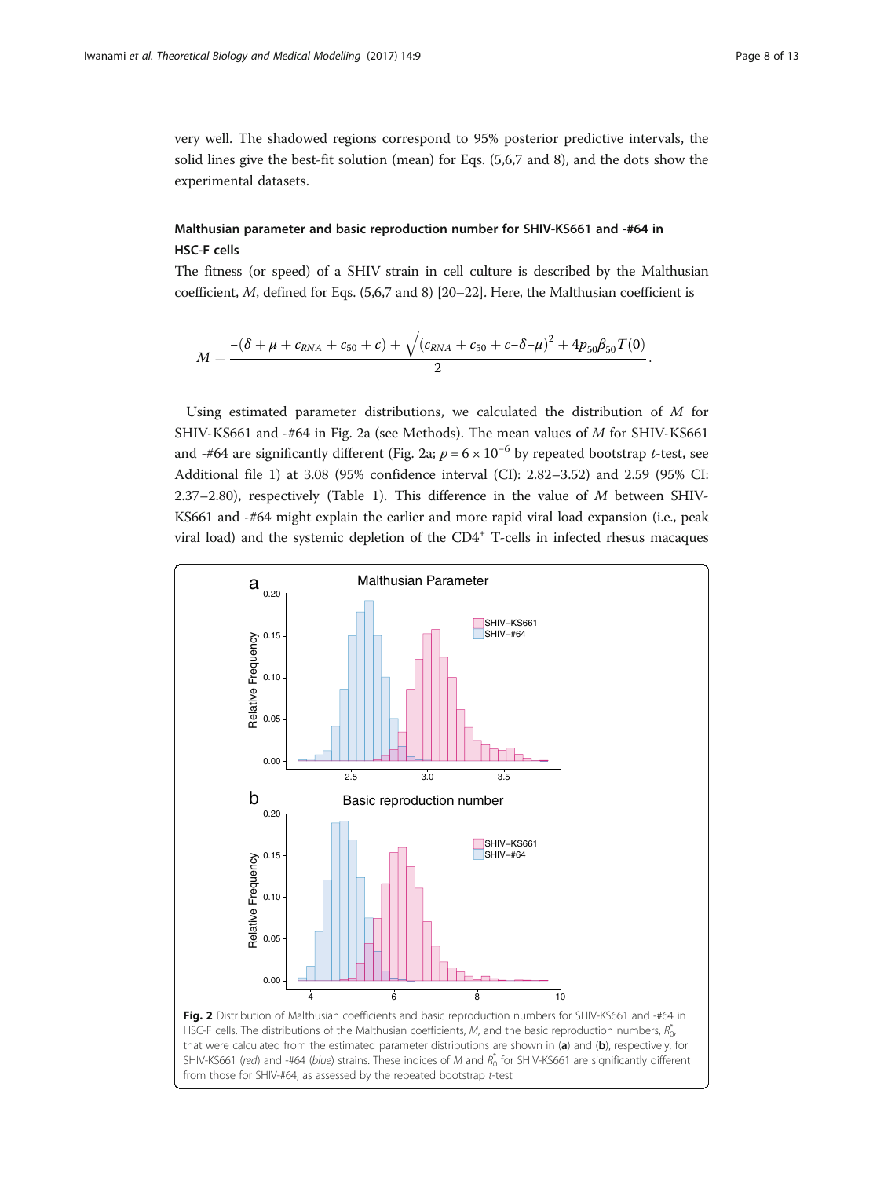very well. The shadowed regions correspond to 95% posterior predictive intervals, the solid lines give the best-fit solution (mean) for Eqs. (5,6,7 and 8), and the dots show the experimental datasets.

### Malthusian parameter and basic reproduction number for SHIV-KS661 and -#64 in HSC-F cells

The fitness (or speed) of a SHIV strain in cell culture is described by the Malthusian coefficient, $M$, defined for Eqs. (5,6,7 and 8) [20–22]. Here, the Malthusian coefficient is

$$M = \frac{-(\delta + \mu + c_{RNA} + c_{50} + c) + \sqrt{(c_{RNA} + c_{50} + c - \delta - \mu)^2 + 4p_{50}\beta_{50}T(0)}}{2}.$$

Using estimated parameter distributions, we calculated the distribution of $M$ for SHIV-KS661 and -#64 in Fig. 2a (see Methods). The mean values of $M$ for SHIV-KS661 and -#64 are significantly different (Fig. 2a; $p = 6 \times 10^{-6}$ by repeated bootstrap *t*-test, see Additional file 1) at 3.08 (95% confidence interval (CI): 2.82–3.52) and 2.59 (95% CI: 2.37–2.80), respectively (Table 1). This difference in the value of $M$ between SHIV-KS661 and -#64 might explain the earlier and more rapid viral load expansion (i.e., peak viral load) and the systemic depletion of the $CD4^+$ T-cells in infected rhesus macaques

**Fig. 2** Distribution of Malthusian coefficients and basic reproduction numbers for SHIV-KS661 and -#64 in HSC-F cells. The distributions of the Malthusian coefficients, $M$, and the basic reproduction numbers, $R_0^*$, that were calculated from the estimated parameter distributions are shown in (**a**) and (**b**), respectively, for SHIV-KS661 (*red*) and -#64 (*blue*) strains. These indices of $M$ and $R_0^*$ for SHIV-KS661 are significantly different from those for SHIV-#64, as assessed by the repeated bootstrap *t*-test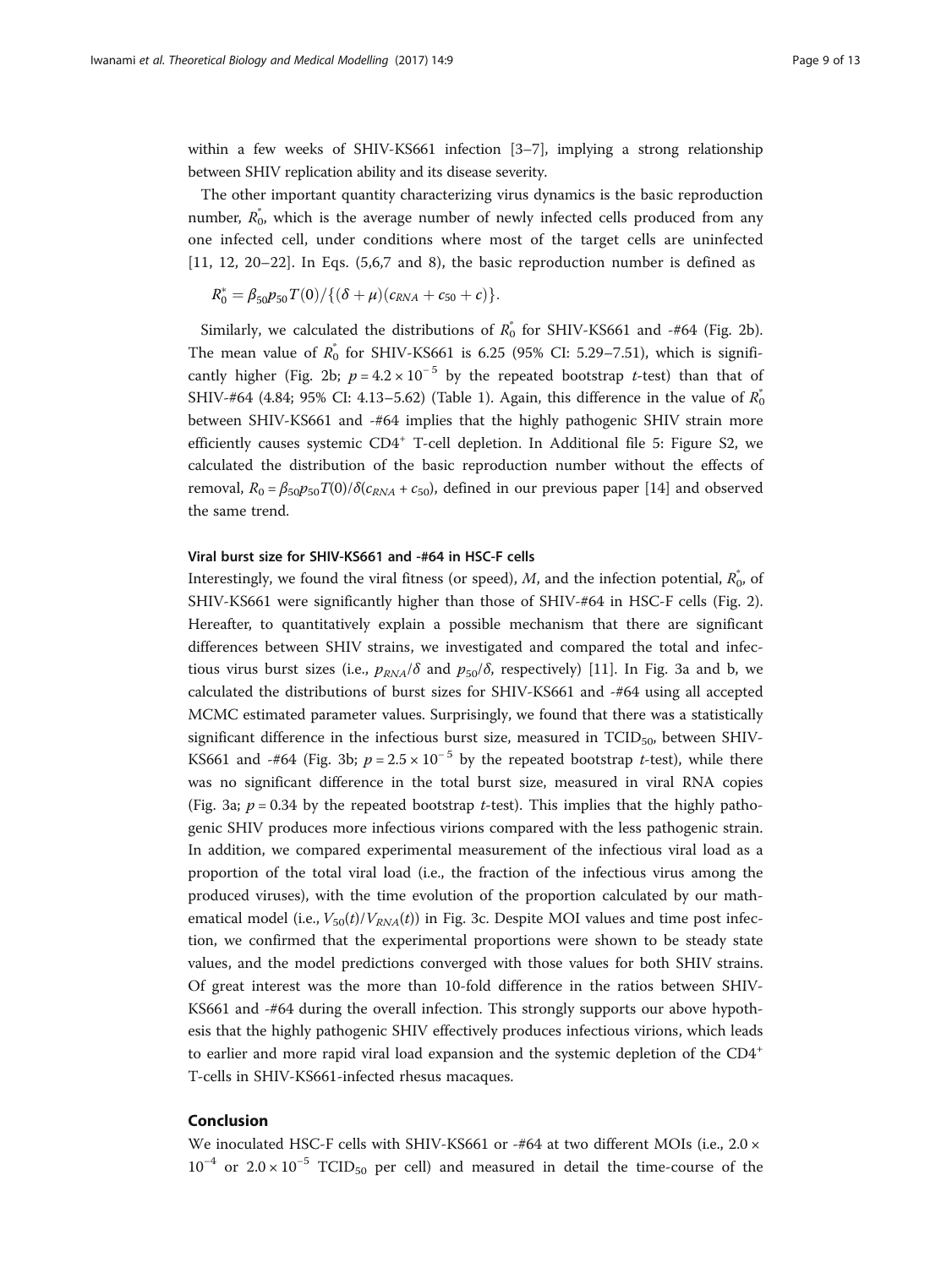within a few weeks of SHIV-KS661 infection [3–7], implying a strong relationship between SHIV replication ability and its disease severity.

The other important quantity characterizing virus dynamics is the basic reproduction number, $R_0^*$, which is the average number of newly infected cells produced from any one infected cell, under conditions where most of the target cells are uninfected [11, 12, 20–22]. In Eqs. (5,6,7 and 8), the basic reproduction number is defined as

$$R_0^* = \beta_{50} p_{50} T(0) / \{(\delta + \mu)(c_{RNA} + c_{50} + c)\}.$$

Similarly, we calculated the distributions of $R_0^*$ for SHIV-KS661 and -#64 (Fig. 2b). The mean value of $R_0^*$ for SHIV-KS661 is 6.25 (95% CI: 5.29–7.51), which is significantly higher (Fig. 2b; $p = 4.2 \times 10^{-5}$ by the repeated bootstrap $t$-test) than that of SHIV-#64 (4.84; 95% CI: 4.13–5.62) (Table 1). Again, this difference in the value of $R_0^*$ between SHIV-KS661 and -#64 implies that the highly pathogenic SHIV strain more efficiently causes systemic CD4$^+$ T-cell depletion. In Additional file 5: Figure S2, we calculated the distribution of the basic reproduction number without the effects of removal, $R_0 = \beta_{50} p_{50} T(0)/\delta(c_{RNA} + c_{50})$, defined in our previous paper [14] and observed the same trend.

#### Viral burst size for SHIV-KS661 and -#64 in HSC-F cells

Interestingly, we found the viral fitness (or speed), $M$, and the infection potential, $R_0^*$, of SHIV-KS661 were significantly higher than those of SHIV-#64 in HSC-F cells (Fig. 2). Hereafter, to quantitatively explain a possible mechanism that there are significant differences between SHIV strains, we investigated and compared the total and infectious virus burst sizes (i.e., $p_{RNA}/\delta$ and $p_{50}/\delta$, respectively) [11]. In Fig. 3a and b, we calculated the distributions of burst sizes for SHIV-KS661 and -#64 using all accepted MCMC estimated parameter values. Surprisingly, we found that there was a statistically significant difference in the infectious burst size, measured in $TCID_{50}$, between SHIV-KS661 and -#64 (Fig. 3b; $p = 2.5 \times 10^{-5}$ by the repeated bootstrap $t$-test), while there was no significant difference in the total burst size, measured in viral RNA copies (Fig. 3a; $p = 0.34$ by the repeated bootstrap $t$-test). This implies that the highly pathogenic SHIV produces more infectious virions compared with the less pathogenic strain. In addition, we compared experimental measurement of the infectious viral load as a proportion of the total viral load (i.e., the fraction of the infectious virus among the produced viruses), with the time evolution of the proportion calculated by our mathematical model (i.e., $V_{50}(t)/V_{RNA}(t)$) in Fig. 3c. Despite MOI values and time post infection, we confirmed that the experimental proportions were shown to be steady state values, and the model predictions converged with those values for both SHIV strains. Of great interest was the more than 10-fold difference in the ratios between SHIV-KS661 and -#64 during the overall infection. This strongly supports our above hypothesis that the highly pathogenic SHIV effectively produces infectious virions, which leads to earlier and more rapid viral load expansion and the systemic depletion of the CD4$^+$ T-cells in SHIV-KS661-infected rhesus macaques.

## Conclusion

We inoculated HSC-F cells with SHIV-KS661 or -#64 at two different MOIs (i.e., $2.0 \times 10^{-4}$ or $2.0 \times 10^{-5}$ $TCID_{50}$ per cell) and measured in detail the time-course of the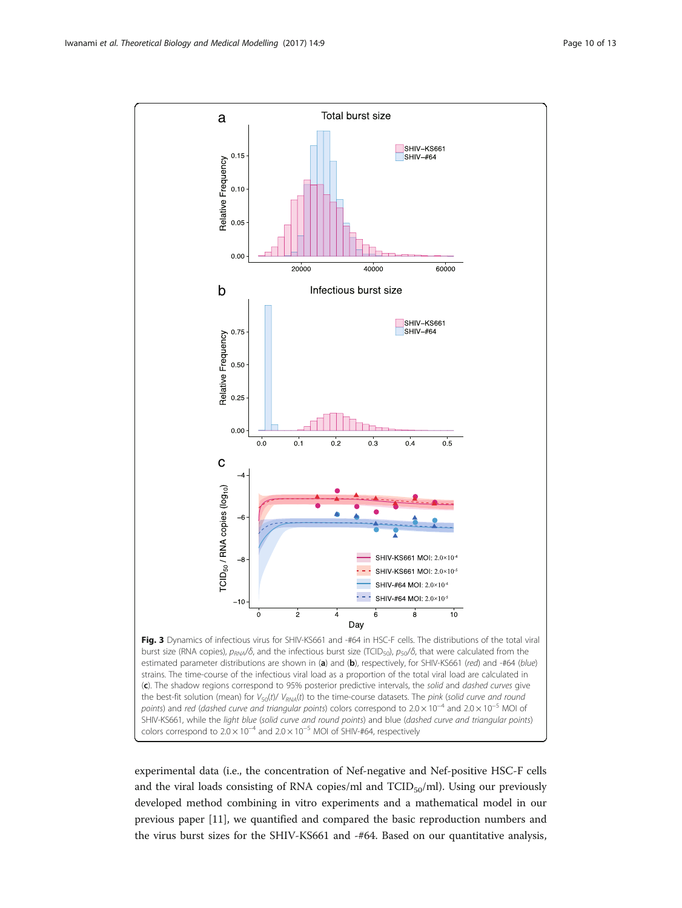**Fig. 3** Dynamics of infectious virus for SHIV-KS661 and -#64 in HSC-F cells. The distributions of the total viral burst size (RNA copies), $p_{RNA}/\delta$, and the infectious burst size ($TCID_{50}$), $p_{50}/\delta$, that were calculated from the estimated parameter distributions are shown in (**a**) and (**b**), respectively, for SHIV-KS661 (*red*) and -#64 (*blue*) strains. The time-course of the infectious viral load as a proportion of the total viral load are calculated in (**c**). The shadow regions correspond to 95% posterior predictive intervals, the *solid* and *dashed curves* give the best-fit solution (mean) for $V_{50}(t)/V_{RNA}(t)$ to the time-course datasets. The *pink* (*solid curve and round points*) and *red* (*dashed curve and triangular points*) colors correspond to $2.0 \times 10^{-4}$ and $2.0 \times 10^{-5}$ MOI of SHIV-KS661, while the *light blue* (*solid curve and round points*) and blue (*dashed curve and triangular points*) colors correspond to $2.0 \times 10^{-4}$ and $2.0 \times 10^{-5}$ MOI of SHIV-#64, respectively

experimental data (i.e., the concentration of Nef-negative and Nef-positive HSC-F cells and the viral loads consisting of RNA copies/ml and $TCID_{50}$/ml). Using our previously developed method combining in vitro experiments and a mathematical model in our previous paper [11], we quantified and compared the basic reproduction numbers and the virus burst sizes for the SHIV-KS661 and -#64. Based on our quantitative analysis,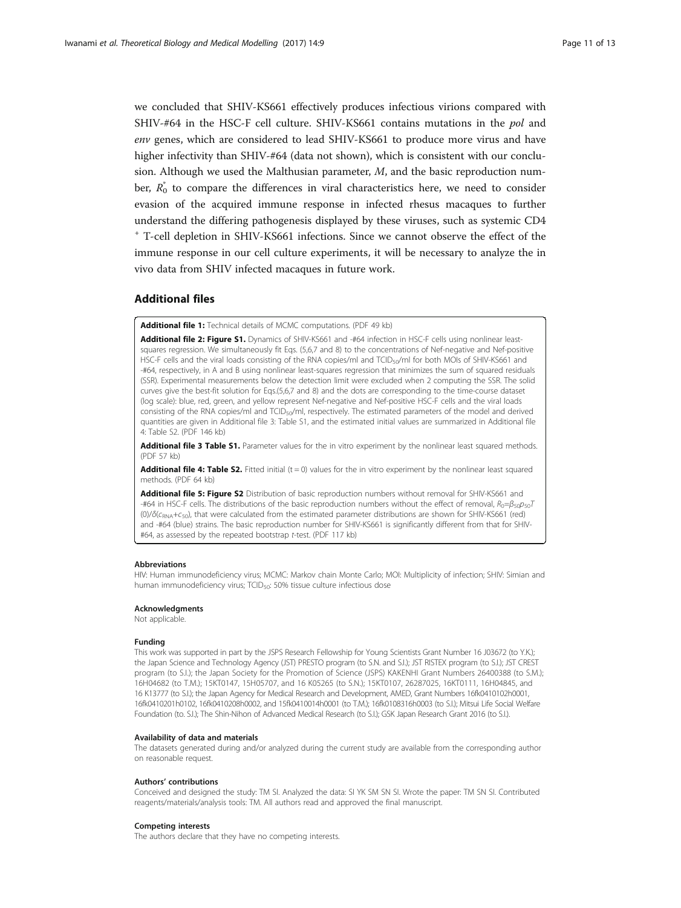we concluded that SHIV-KS661 effectively produces infectious virions compared with SHIV-#64 in the HSC-F cell culture. SHIV-KS661 contains mutations in the *pol* and *env* genes, which are considered to lead SHIV-KS661 to produce more virus and have higher infectivity than SHIV-#64 (data not shown), which is consistent with our conclusion. Although we used the Malthusian parameter, $M$, and the basic reproduction number, $R_0^*$ to compare the differences in viral characteristics here, we need to consider evasion of the acquired immune response in infected rhesus macaques to further understand the differing pathogenesis displayed by these viruses, such as systemic $CD4^+$ T-cell depletion in SHIV-KS661 infections. Since we cannot observe the effect of the immune response in our cell culture experiments, it will be necessary to analyze the in vivo data from SHIV infected macaques in future work.

## Additional files

**Additional file 1:** Technical details of MCMC computations. (PDF 49 kb)

**Additional file 2: Figure S1.** Dynamics of SHIV-KS661 and -#64 infection in HSC-F cells using nonlinear least-squares regression. We simultaneously fit Eqs. (5,6,7 and 8) to the concentrations of Nef-negative and Nef-positive HSC-F cells and the viral loads consisting of the RNA copies/ml and $TCID_{50}$/ml for both MOIs of SHIV-KS661 and -#64, respectively, in A and B using nonlinear least-squares regression that minimizes the sum of squared residuals (SSR). Experimental measurements below the detection limit were excluded when 2 computing the SSR. The solid curves give the best-fit solution for Eqs.(5,6,7 and 8) and the dots are corresponding to the time-course dataset (log scale): blue, red, green, and yellow represent Nef-negative and Nef-positive HSC-F cells and the viral loads consisting of the RNA copies/ml and $TCID_{50}$/ml, respectively. The estimated parameters of the model and derived quantities are given in Additional file 3: Table S1, and the estimated initial values are summarized in Additional file 4: Table S2. (PDF 146 kb)

**Additional file 3 Table S1.** Parameter values for the in vitro experiment by the nonlinear least squared methods. (PDF 57 kb)

**Additional file 4: Table S2.** Fitted initial ($t = 0$) values for the in vitro experiment by the nonlinear least squared methods. (PDF 64 kb)

**Additional file 5: Figure S2** Distribution of basic reproduction numbers without removal for SHIV-KS661 and -#64 in HSC-F cells. The distributions of the basic reproduction numbers without the effect of removal, $R_0 = \beta_{50} p_{50} T(0)/\delta(c_{RNA} + c_{50})$, that were calculated from the estimated parameter distributions are shown for SHIV-KS661 (red) and -#64 (blue) strains. The basic reproduction number for SHIV-KS661 is significantly different from that for SHIV-#64, as assessed by the repeated bootstrap *t*-test. (PDF 117 kb)

#### Abbreviations

HIV: Human immunodeficiency virus; MCMC: Markov chain Monte Carlo; MOI: Multiplicity of infection; SHIV: Simian and human immunodeficiency virus; $TCID_{50}$: 50% tissue culture infectious dose

#### Acknowledgments

Not applicable.

#### Funding

This work was supported in part by the JSPS Research Fellowship for Young Scientists Grant Number 16 J03672 (to Y.K.); the Japan Science and Technology Agency (JST) PRESTO program (to S.N. and S.I.); JST RISTEX program (to S.I.); JST CREST program (to S.I.); the Japan Society for the Promotion of Science (JSPS) KAKENHI Grant Numbers 26400388 (to S.M.); 16H04682 (to T.M.); 15KT0147, 15H05707, and 16 K05265 (to S.N.); 15KT0107, 26287025, 16KT0111, 16H04845, and 16 K13777 (to S.I.); the Japan Agency for Medical Research and Development, AMED, Grant Numbers 16fk0410102h0001, 16fk0410201h0102, 16fk0410208h0002, and 15fk0410014h0001 (to T.M.); 16fk0108316h0003 (to S.I.); Mitsui Life Social Welfare Foundation (to. S.I.); The Shin-Nihon of Advanced Medical Research (to S.I.); GSK Japan Research Grant 2016 (to S.I.).

#### Availability of data and materials

The datasets generated during and/or analyzed during the current study are available from the corresponding author on reasonable request.

#### Authors' contributions

Conceived and designed the study: TM SI. Analyzed the data: SI YK SM SN SI. Wrote the paper: TM SN SI. Contributed reagents/materials/analysis tools: TM. All authors read and approved the final manuscript.

#### Competing interests

The authors declare that they have no competing interests.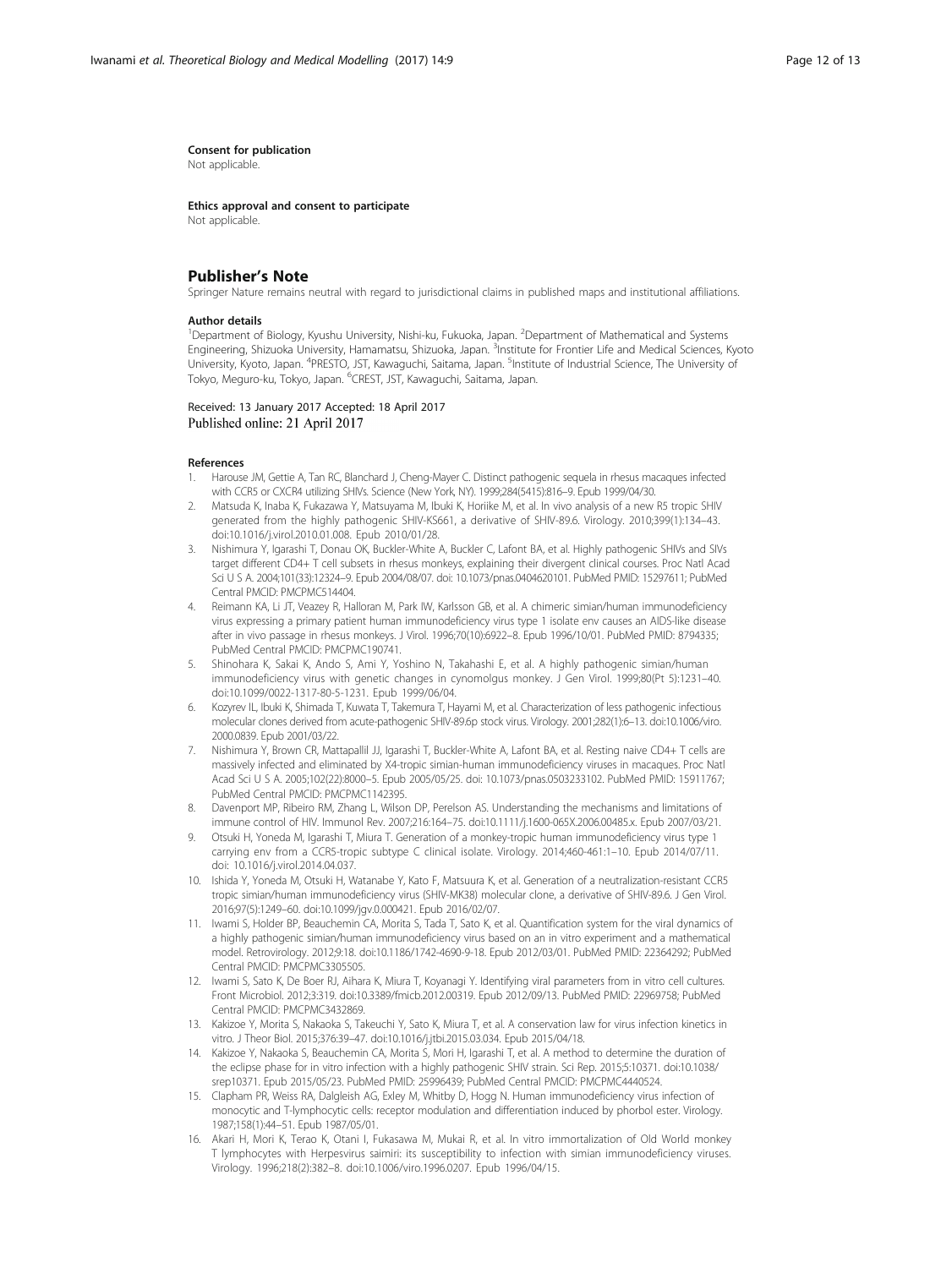**Consent for publication**

Not applicable.

**Ethics approval and consent to participate**

Not applicable.

## Publisher's Note

Springer Nature remains neutral with regard to jurisdictional claims in published maps and institutional affiliations.

**Author details**

[1]Department of Biology, Kyushu University, Nishi-ku, Fukuoka, Japan. [2]Department of Mathematical and Systems Engineering, Shizuoka University, Hamamatsu, Shizuoka, Japan. [3]Institute for Frontier Life and Medical Sciences, Kyoto University, Kyoto, Japan. [4]PRESTO, JST, Kawaguchi, Saitama, Japan. [5]Institute of Industrial Science, The University of Tokyo, Meguro-ku, Tokyo, Japan. [6]CREST, JST, Kawaguchi, Saitama, Japan.

Received: 13 January 2017 Accepted: 18 April 2017
Published online: 21 April 2017

### References

1. Harouse JM, Gettie A, Tan RC, Blanchard J, Cheng-Mayer C. Distinct pathogenic sequela in rhesus macaques infected with CCR5 or CXCR4 utilizing SHIVs. Science (New York, NY). 1999;284(5415):816–9. Epub 1999/04/30.
2. Matsuda K, Inaba K, Fukazawa Y, Matsuyama M, Ibuki K, Horiike M, et al. In vivo analysis of a new R5 tropic SHIV generated from the highly pathogenic SHIV-KS661, a derivative of SHIV-89.6. Virology. 2010;399(1):134–43. doi:10.1016/j.virol.2010.01.008. Epub 2010/01/28.
3. Nishimura Y, Igarashi T, Donau OK, Buckler-White A, Buckler C, Lafont BA, et al. Highly pathogenic SHIVs and SIVs target different CD4+ T cell subsets in rhesus monkeys, explaining their divergent clinical courses. Proc Natl Acad Sci U S A. 2004;101(33):12324–9. Epub 2004/08/07. doi: 10.1073/pnas.0404620101. PubMed PMID: 15297611; PubMed Central PMCID: PMCPMC514404.
4. Reimann KA, Li JT, Veazey R, Halloran M, Park IW, Karlsson GB, et al. A chimeric simian/human immunodeficiency virus expressing a primary patient human immunodeficiency virus type 1 isolate env causes an AIDS-like disease after in vivo passage in rhesus monkeys. J Virol. 1996;70(10):6922–8. Epub 1996/10/01. PubMed PMID: 8794335; PubMed Central PMCID: PMCPMC190741.
5. Shinohara K, Sakai K, Ando S, Ami Y, Yoshino N, Takahashi E, et al. A highly pathogenic simian/human immunodeficiency virus with genetic changes in cynomolgus monkey. J Gen Virol. 1999;80(Pt 5):1231–40. doi:10.1099/0022-1317-80-5-1231. Epub 1999/06/04.
6. Kozyrev IL, Ibuki K, Shimada T, Kuwata T, Takemura T, Hayami M, et al. Characterization of less pathogenic infectious molecular clones derived from acute-pathogenic SHIV-89.6p stock virus. Virology. 2001;282(1):6–13. doi:10.1006/viro.2000.0839. Epub 2001/03/22.
7. Nishimura Y, Brown CR, Mattapallil JJ, Igarashi T, Buckler-White A, Lafont BA, et al. Resting naive CD4+ T cells are massively infected and eliminated by X4-tropic simian-human immunodeficiency viruses in macaques. Proc Natl Acad Sci U S A. 2005;102(22):8000–5. Epub 2005/05/25. doi: 10.1073/pnas.0503233102. PubMed PMID: 15911767; PubMed Central PMCID: PMCPMC1142395.
8. Davenport MP, Ribeiro RM, Zhang L, Wilson DP, Perelson AS. Understanding the mechanisms and limitations of immune control of HIV. Immunol Rev. 2007;216:164–75. doi:10.1111/j.1600-065X.2006.00485.x. Epub 2007/03/21.
9. Otsuki H, Yoneda M, Igarashi T, Miura T. Generation of a monkey-tropic human immunodeficiency virus type 1 carrying env from a CCR5-tropic subtype C clinical isolate. Virology. 2014;460-461:1–10. Epub 2014/07/11. doi: 10.1016/j.virol.2014.04.037.
10. Ishida Y, Yoneda M, Otsuki H, Watanabe Y, Kato F, Matsuura K, et al. Generation of a neutralization-resistant CCR5 tropic simian/human immunodeficiency virus (SHIV-MK38) molecular clone, a derivative of SHIV-89.6. J Gen Virol. 2016;97(5):1249–60. doi:10.1099/jgv.0.000421. Epub 2016/02/07.
11. Iwami S, Holder BP, Beauchemin CA, Morita S, Tada T, Sato K, et al. Quantification system for the viral dynamics of a highly pathogenic simian/human immunodeficiency virus based on an in vitro experiment and a mathematical model. Retrovirology. 2012;9:18. doi:10.1186/1742-4690-9-18. Epub 2012/03/01. PubMed PMID: 22364292; PubMed Central PMCID: PMCPMC3305505.
12. Iwami S, Sato K, De Boer RJ, Aihara K, Miura T, Koyanagi Y. Identifying viral parameters from in vitro cell cultures. Front Microbiol. 2012;3:319. doi:10.3389/fmicb.2012.00319. Epub 2012/09/13. PubMed PMID: 22969758; PubMed Central PMCID: PMCPMC3432869.
13. Kakizoe Y, Morita S, Nakaoka S, Takeuchi Y, Sato K, Miura T, et al. A conservation law for virus infection kinetics in vitro. J Theor Biol. 2015;376:39–47. doi:10.1016/j.jtbi.2015.03.034. Epub 2015/04/18.
14. Kakizoe Y, Nakaoka S, Beauchemin CA, Morita S, Mori H, Igarashi T, et al. A method to determine the duration of the eclipse phase for in vitro infection with a highly pathogenic SHIV strain. Sci Rep. 2015;5:10371. doi:10.1038/srep10371. Epub 2015/05/23. PubMed PMID: 25996439; PubMed Central PMCID: PMCPMC4440524.
15. Clapham PR, Weiss RA, Dalgleish AG, Exley M, Whitby D, Hogg N. Human immunodeficiency virus infection of monocytic and T-lymphocytic cells: receptor modulation and differentiation induced by phorbol ester. Virology. 1987;158(1):44–51. Epub 1987/05/01.
16. Akari H, Mori K, Terao K, Otani I, Fukasawa M, Mukai R, et al. In vitro immortalization of Old World monkey T lymphocytes with Herpesvirus saimiri: its susceptibility to infection with simian immunodeficiency viruses. Virology. 1996;218(2):382–8. doi:10.1006/viro.1996.0207. Epub 1996/04/15.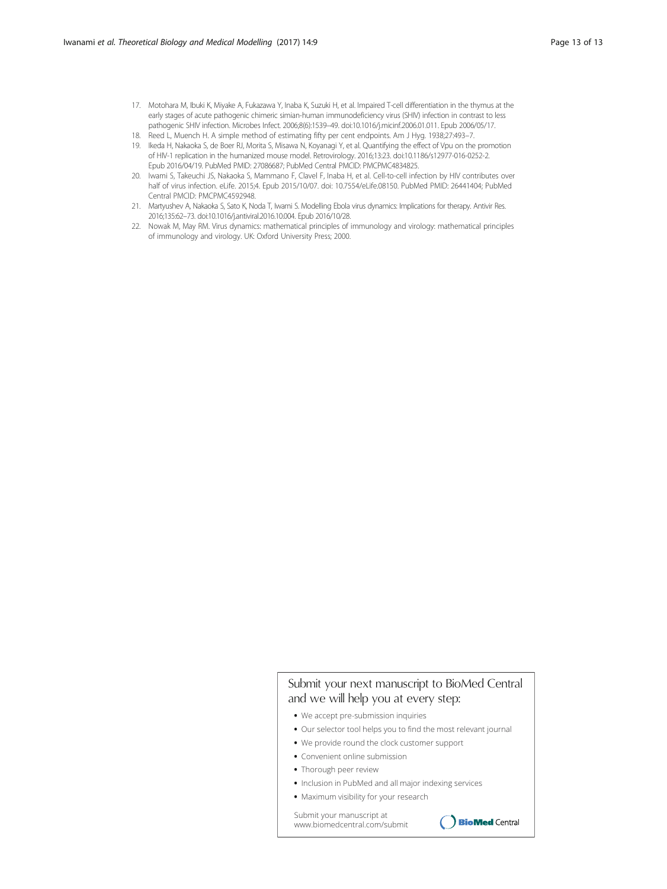17. Motohara M, Ibuki K, Miyake A, Fukazawa Y, Inaba K, Suzuki H, et al. Impaired T-cell differentiation in the thymus at the early stages of acute pathogenic chimeric simian-human immunodeficiency virus (SHIV) infection in contrast to less pathogenic SHIV infection. Microbes Infect. 2006;8(6):1539–49. doi:10.1016/j.micinf.2006.01.011. Epub 2006/05/17.
18. Reed L, Muench H. A simple method of estimating fifty per cent endpoints. Am J Hyg. 1938;27:493–7.
19. Ikeda H, Nakaoka S, de Boer RJ, Morita S, Misawa N, Koyanagi Y, et al. Quantifying the effect of Vpu on the promotion of HIV-1 replication in the humanized mouse model. Retrovirology. 2016;13:23. doi:10.1186/s12977-016-0252-2. Epub 2016/04/19. PubMed PMID: 27086687; PubMed Central PMCID: PMCPMC4834825.
20. Iwami S, Takeuchi JS, Nakaoka S, Mammano F, Clavel F, Inaba H, et al. Cell-to-cell infection by HIV contributes over half of virus infection. eLife. 2015;4. Epub 2015/10/07. doi: 10.7554/eLife.08150. PubMed PMID: 26441404; PubMed Central PMCID: PMCPMC4592948.
21. Martyushev A, Nakaoka S, Sato K, Noda T, Iwami S. Modelling Ebola virus dynamics: Implications for therapy. Antivir Res. 2016;135:62–73. doi:10.1016/j.antiviral.2016.10.004. Epub 2016/10/28.
22. Nowak M, May RM. Virus dynamics: mathematical principles of immunology and virology: mathematical principles of immunology and virology. UK: Oxford University Press; 2000.

Submit your next manuscript to BioMed Central and we will help you at every step:

- We accept pre-submission inquiries
- Our selector tool helps you to find the most relevant journal
- We provide round the clock customer support
- Convenient online submission
- Thorough peer review
- Inclusion in PubMed and all major indexing services
- Maximum visibility for your research

Submit your manuscript at
www.biomedcentral.com/submit

BioMed Central